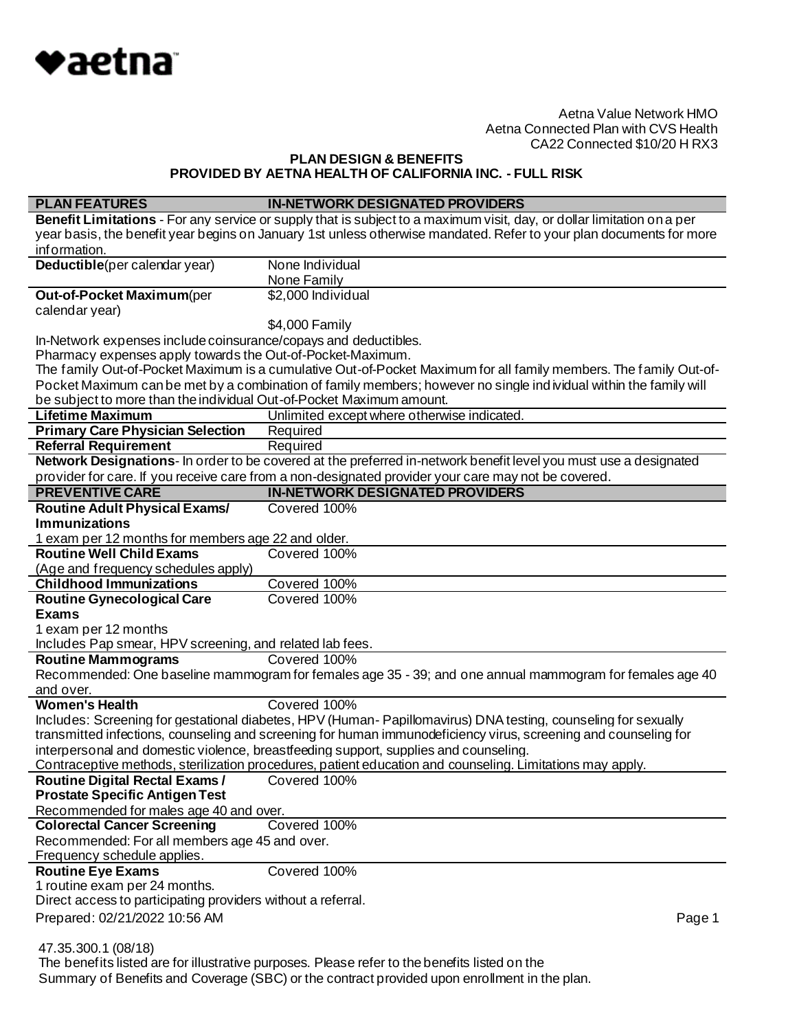Aetna Value Network HMO
Aetna Connected Plan with CVS Health
CA22 Connected $10/20 H RX3

# PLAN DESIGN & BENEFITS
## PROVIDED BY AETNA HEALTH OF CALIFORNIA INC. - FULL RISK

| PLAN FEATURES | IN-NETWORK DESIGNATED PROVIDERS |
| --- | --- |
| **Benefit Limitations** - For any service or supply that is subject to a maximum visit, day, or dollar limitation on a per year basis, the benefit year begins on January 1st unless otherwise mandated. Refer to your plan documents for more information. | |
| **Deductible**(per calendar year) | None Individual<br>None Family |
| **Out-of-Pocket Maximum**(per calendar year) | $2,000 Individual<br>$4,000 Family |
| In-Network expenses include coinsurance/copays and deductibles.<br>Pharmacy expenses apply towards the Out-of-Pocket-Maximum.<br>The family Out-of-Pocket Maximum is a cumulative Out-of-Pocket Maximum for all family members. The family Out-of-Pocket Maximum can be met by a combination of family members; however no single individual within the family will be subject to more than the individual Out-of-Pocket Maximum amount. | |
| **Lifetime Maximum** | Unlimited except where otherwise indicated. |
| **Primary Care Physician Selection** | Required |
| **Referral Requirement** | Required |
| **Network Designations**- In order to be covered at the preferred in-network benefit level you must use a designated provider for care. If you receive care from a non-designated provider your care may not be covered. | |
| **PREVENTIVE CARE** | **IN-NETWORK DESIGNATED PROVIDERS** |
| **Routine Adult Physical Exams/ Immunizations**<br>1 exam per 12 months for members age 22 and older. | Covered 100% |
| **Routine Well Child Exams**<br>(Age and frequency schedules apply) | Covered 100% |
| **Childhood Immunizations** | Covered 100% |
| **Routine Gynecological Care Exams**<br>1 exam per 12 months<br>Includes Pap smear, HPV screening, and related lab fees. | Covered 100% |
| **Routine Mammograms**<br>Recommended: One baseline mammogram for females age 35 - 39; and one annual mammogram for females age 40 and over. | Covered 100% |
| **Women's Health**<br>Includes: Screening for gestational diabetes, HPV (Human- Papillomavirus) DNA testing, counseling for sexually transmitted infections, counseling and screening for human immunodeficiency virus, screening and counseling for interpersonal and domestic violence, breastfeeding support, supplies and counseling.<br>Contraceptive methods, sterilization procedures, patient education and counseling. Limitations may apply. | Covered 100% |
| **Routine Digital Rectal Exams / Prostate Specific Antigen Test**<br>Recommended for males age 40 and over. | Covered 100% |
| **Colorectal Cancer Screening**<br>Recommended: For all members age 45 and over.<br>Frequency schedule applies. | Covered 100% |
| **Routine Eye Exams**<br>1 routine exam per 24 months.<br>Direct access to participating providers without a referral. | Covered 100% |

Prepared: 02/21/2022 10:56 AM

47.35.300.1 (08/18)
The benefits listed are for illustrative purposes. Please refer to the benefits listed on the Summary of Benefits and Coverage (SBC) or the contract provided upon enrollment in the plan.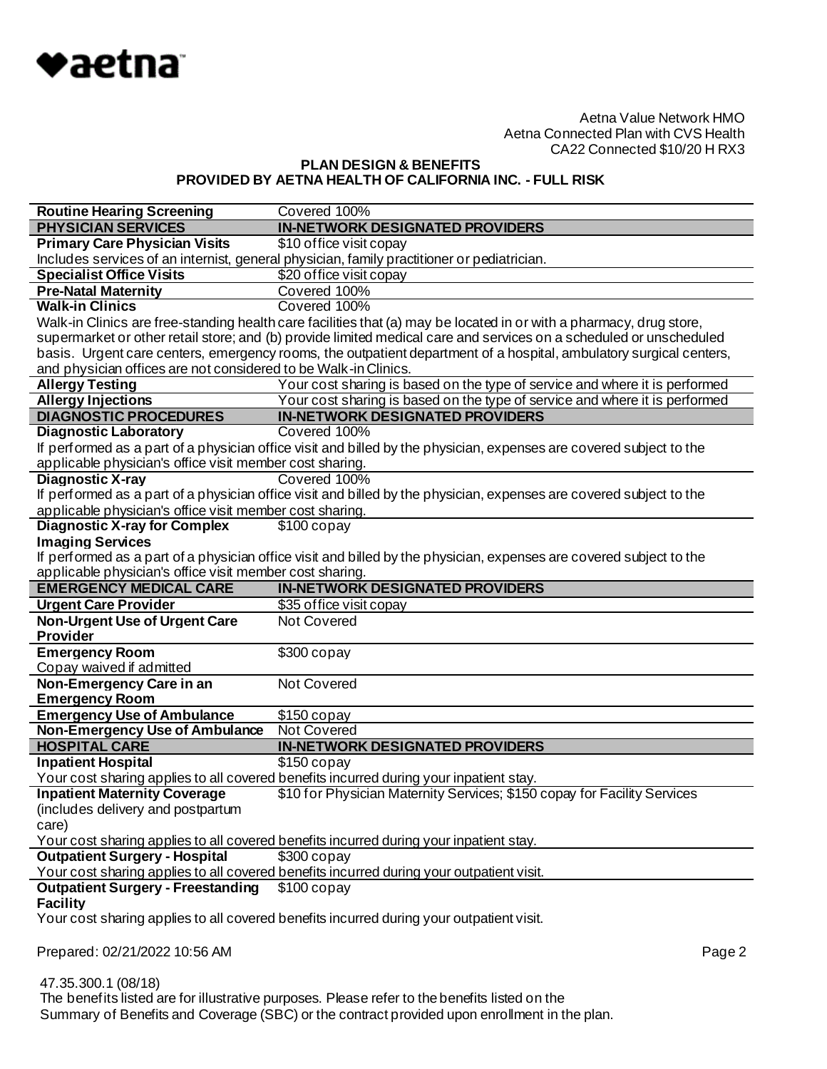Aetna Value Network HMO
Aetna Connected Plan with CVS Health
CA22 Connected $10/20 H RX3

**PLAN DESIGN & BENEFITS**
**PROVIDED BY AETNA HEALTH OF CALIFORNIA INC. - FULL RISK**

| **Routine Hearing Screening** | Covered 100% |
|---|---|
| **PHYSICIAN SERVICES** | **IN-NETWORK DESIGNATED PROVIDERS** |
| **Primary Care Physician Visits** | $10 office visit copay |
| Includes services of an internist, general physician, family practitioner or pediatrician. | |
| **Specialist Office Visits** | $20 office visit copay |
| **Pre-Natal Maternity** | Covered 100% |
| **Walk-in Clinics** | Covered 100% |
| Walk-in Clinics are free-standing health care facilities that (a) may be located in or with a pharmacy, drug store, supermarket or other retail store; and (b) provide limited medical care and services on a scheduled or unscheduled basis. Urgent care centers, emergency rooms, the outpatient department of a hospital, ambulatory surgical centers, and physician offices are not considered to be Walk-in Clinics. | |
| **Allergy Testing** | Your cost sharing is based on the type of service and where it is performed |
| **Allergy Injections** | Your cost sharing is based on the type of service and where it is performed |
| **DIAGNOSTIC PROCEDURES** | **IN-NETWORK DESIGNATED PROVIDERS** |
| **Diagnostic Laboratory** | Covered 100% |
| If performed as a part of a physician office visit and billed by the physician, expenses are covered subject to the applicable physician's office visit member cost sharing. | |
| **Diagnostic X-ray** | Covered 100% |
| If performed as a part of a physician office visit and billed by the physician, expenses are covered subject to the applicable physician's office visit member cost sharing. | |
| **Diagnostic X-ray for Complex Imaging Services** | $100 copay |
| If performed as a part of a physician office visit and billed by the physician, expenses are covered subject to the applicable physician's office visit member cost sharing. | |
| **EMERGENCY MEDICAL CARE** | **IN-NETWORK DESIGNATED PROVIDERS** |
| **Urgent Care Provider** | $35 office visit copay |
| **Non-Urgent Use of Urgent Care Provider** | Not Covered |
| **Emergency Room** Copay waived if admitted | $300 copay |
| **Non-Emergency Care in an Emergency Room** | Not Covered |
| **Emergency Use of Ambulance** | $150 copay |
| **Non-Emergency Use of Ambulance** | Not Covered |
| **HOSPITAL CARE** | **IN-NETWORK DESIGNATED PROVIDERS** |
| **Inpatient Hospital** | $150 copay |
| Your cost sharing applies to all covered benefits incurred during your inpatient stay. | |
| **Inpatient Maternity Coverage** (includes delivery and postpartum care) | $10 for Physician Maternity Services; $150 copay for Facility Services |
| Your cost sharing applies to all covered benefits incurred during your inpatient stay. | |
| **Outpatient Surgery - Hospital** | $300 copay |
| Your cost sharing applies to all covered benefits incurred during your outpatient visit. | |
| **Outpatient Surgery - Freestanding Facility** | $100 copay |
| Your cost sharing applies to all covered benefits incurred during your outpatient visit. | |

Prepared: 02/21/2022 10:56 AM

47.35.300.1 (08/18)
The benefits listed are for illustrative purposes. Please refer to the benefits listed on the Summary of Benefits and Coverage (SBC) or the contract provided upon enrollment in the plan.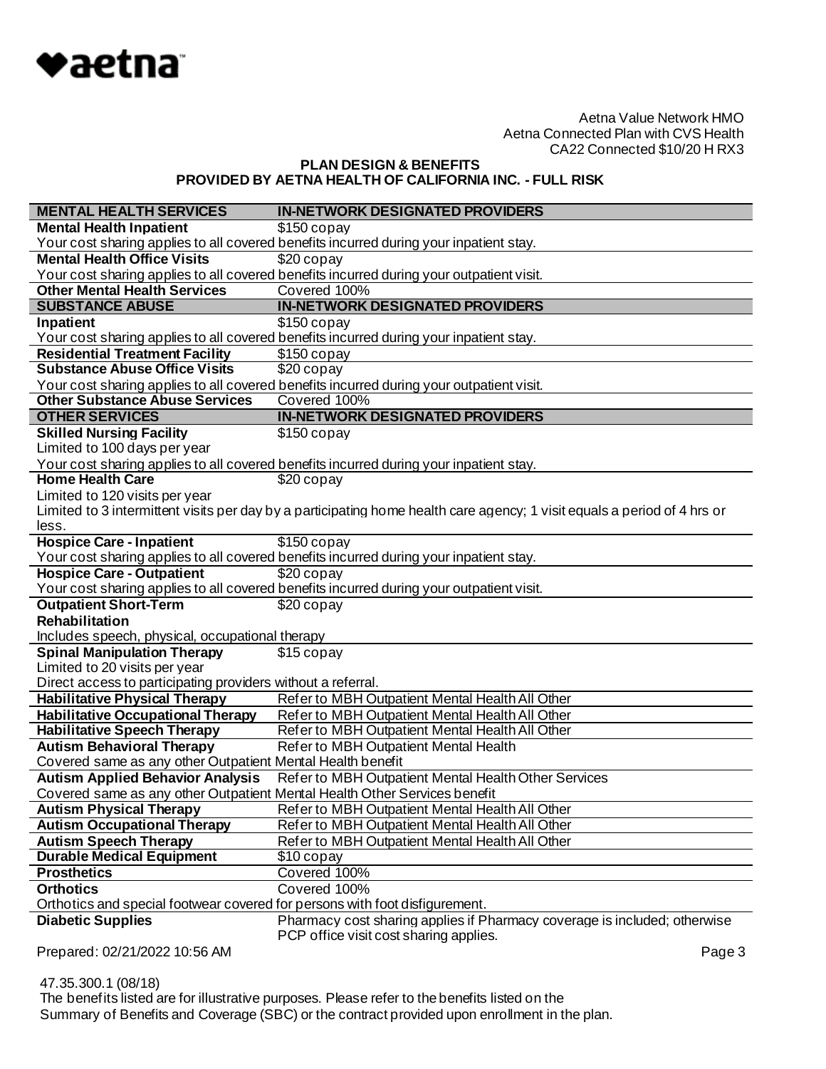Aetna Value Network HMO
Aetna Connected Plan with CVS Health
CA22 Connected $10/20 H RX3

**PLAN DESIGN & BENEFITS**
**PROVIDED BY AETNA HEALTH OF CALIFORNIA INC. - FULL RISK**

| MENTAL HEALTH SERVICES | IN-NETWORK DESIGNATED PROVIDERS |
|---|---|
| **Mental Health Inpatient** | $150 copay |
| Your cost sharing applies to all covered benefits incurred during your inpatient stay. | |
| **Mental Health Office Visits** | $20 copay |
| Your cost sharing applies to all covered benefits incurred during your outpatient visit. | |
| **Other Mental Health Services** | Covered 100% |
| **SUBSTANCE ABUSE** | **IN-NETWORK DESIGNATED PROVIDERS** |
| **Inpatient** | $150 copay |
| Your cost sharing applies to all covered benefits incurred during your inpatient stay. | |
| **Residential Treatment Facility** | $150 copay |
| **Substance Abuse Office Visits** | $20 copay |
| Your cost sharing applies to all covered benefits incurred during your outpatient visit. | |
| **Other Substance Abuse Services** | Covered 100% |
| **OTHER SERVICES** | **IN-NETWORK DESIGNATED PROVIDERS** |
| **Skilled Nursing Facility** | $150 copay |
| Limited to 100 days per year | |
| Your cost sharing applies to all covered benefits incurred during your inpatient stay. | |
| **Home Health Care** | $20 copay |
| Limited to 120 visits per year | |
| Limited to 3 intermittent visits per day by a participating home health care agency; 1 visit equals a period of 4 hrs or less. | |
| **Hospice Care - Inpatient** | $150 copay |
| Your cost sharing applies to all covered benefits incurred during your inpatient stay. | |
| **Hospice Care - Outpatient** | $20 copay |
| Your cost sharing applies to all covered benefits incurred during your outpatient visit. | |
| **Outpatient Short-Term Rehabilitation** | $20 copay |
| Includes speech, physical, occupational therapy | |
| **Spinal Manipulation Therapy** | $15 copay |
| Limited to 20 visits per year | |
| Direct access to participating providers without a referral. | |
| **Habilitative Physical Therapy** | Refer to MBH Outpatient Mental Health All Other |
| **Habilitative Occupational Therapy** | Refer to MBH Outpatient Mental Health All Other |
| **Habilitative Speech Therapy** | Refer to MBH Outpatient Mental Health All Other |
| **Autism Behavioral Therapy** | Refer to MBH Outpatient Mental Health |
| Covered same as any other Outpatient Mental Health benefit | |
| **Autism Applied Behavior Analysis** | Refer to MBH Outpatient Mental Health Other Services |
| Covered same as any other Outpatient Mental Health Other Services benefit | |
| **Autism Physical Therapy** | Refer to MBH Outpatient Mental Health All Other |
| **Autism Occupational Therapy** | Refer to MBH Outpatient Mental Health All Other |
| **Autism Speech Therapy** | Refer to MBH Outpatient Mental Health All Other |
| **Durable Medical Equipment** | $10 copay |
| **Prosthetics** | Covered 100% |
| **Orthotics** | Covered 100% |
| Orthotics and special footwear covered for persons with foot disfigurement. | |
| **Diabetic Supplies** | Pharmacy cost sharing applies if Pharmacy coverage is included; otherwise PCP office visit cost sharing applies. |

Prepared: 02/21/2022 10:56 AM

47.35.300.1 (08/18)
The benefits listed are for illustrative purposes. Please refer to the benefits listed on the Summary of Benefits and Coverage (SBC) or the contract provided upon enrollment in the plan.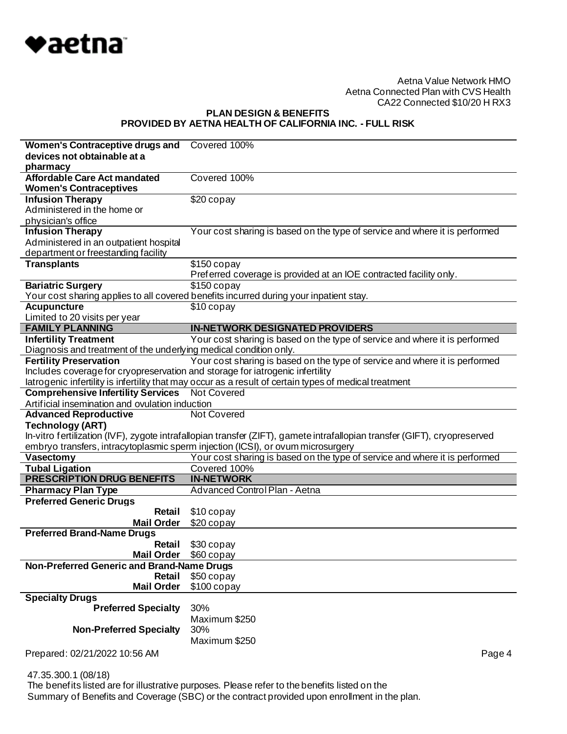Aetna Value Network HMO
Aetna Connected Plan with CVS Health
CA22 Connected $10/20 H RX3

**PLAN DESIGN & BENEFITS**
**PROVIDED BY AETNA HEALTH OF CALIFORNIA INC. - FULL RISK**

| | |
|---|---|
| **Women's Contraceptive drugs and devices not obtainable at a pharmacy** | Covered 100% |
| **Affordable Care Act mandated Women's Contraceptives** | Covered 100% |
| **Infusion Therapy** Administered in the home or physician's office | $20 copay |
| **Infusion Therapy** Administered in an outpatient hospital department or freestanding facility | Your cost sharing is based on the type of service and where it is performed |
| **Transplants** | $150 copay Preferred coverage is provided at an IOE contracted facility only. |
| **Bariatric Surgery** Your cost sharing applies to all covered benefits incurred during your inpatient stay. | $150 copay |
| **Acupuncture** Limited to 20 visits per year | $10 copay |
| **FAMILY PLANNING** | **IN-NETWORK DESIGNATED PROVIDERS** |
| **Infertility Treatment** Diagnosis and treatment of the underlying medical condition only. | Your cost sharing is based on the type of service and where it is performed |
| **Fertility Preservation** Includes coverage for cryopreservation and storage for iatrogenic infertility Iatrogenic infertility is infertility that may occur as a result of certain types of medical treatment | Your cost sharing is based on the type of service and where it is performed |
| **Comprehensive Infertility Services** Artificial insemination and ovulation induction | Not Covered |
| **Advanced Reproductive Technology (ART)** In-vitro fertilization (IVF), zygote intrafallopian transfer (ZIFT), gamete intrafallopian transfer (GIFT), cryopreserved embryo transfers, intracytoplasmic sperm injection (ICSI), or ovum microsurgery | Not Covered |
| **Vasectomy** | Your cost sharing is based on the type of service and where it is performed |
| **Tubal Ligation** | Covered 100% |
| **PRESCRIPTION DRUG BENEFITS** | **IN-NETWORK** |
| **Pharmacy Plan Type** | Advanced Control Plan - Aetna |
| **Preferred Generic Drugs** | |
| **Retail** | $10 copay |
| **Mail Order** | $20 copay |
| **Preferred Brand-Name Drugs** | |
| **Retail** | $30 copay |
| **Mail Order** | $60 copay |
| **Non-Preferred Generic and Brand-Name Drugs** | |
| **Retail** | $50 copay |
| **Mail Order** | $100 copay |
| **Specialty Drugs** | |
| **Preferred Specialty** | 30% Maximum $250 |
| **Non-Preferred Specialty** | 30% Maximum $250 |

Prepared: 02/21/2022 10:56 AM

47.35.300.1 (08/18)
The benefits listed are for illustrative purposes. Please refer to the benefits listed on the Summary of Benefits and Coverage (SBC) or the contract provided upon enrollment in the plan.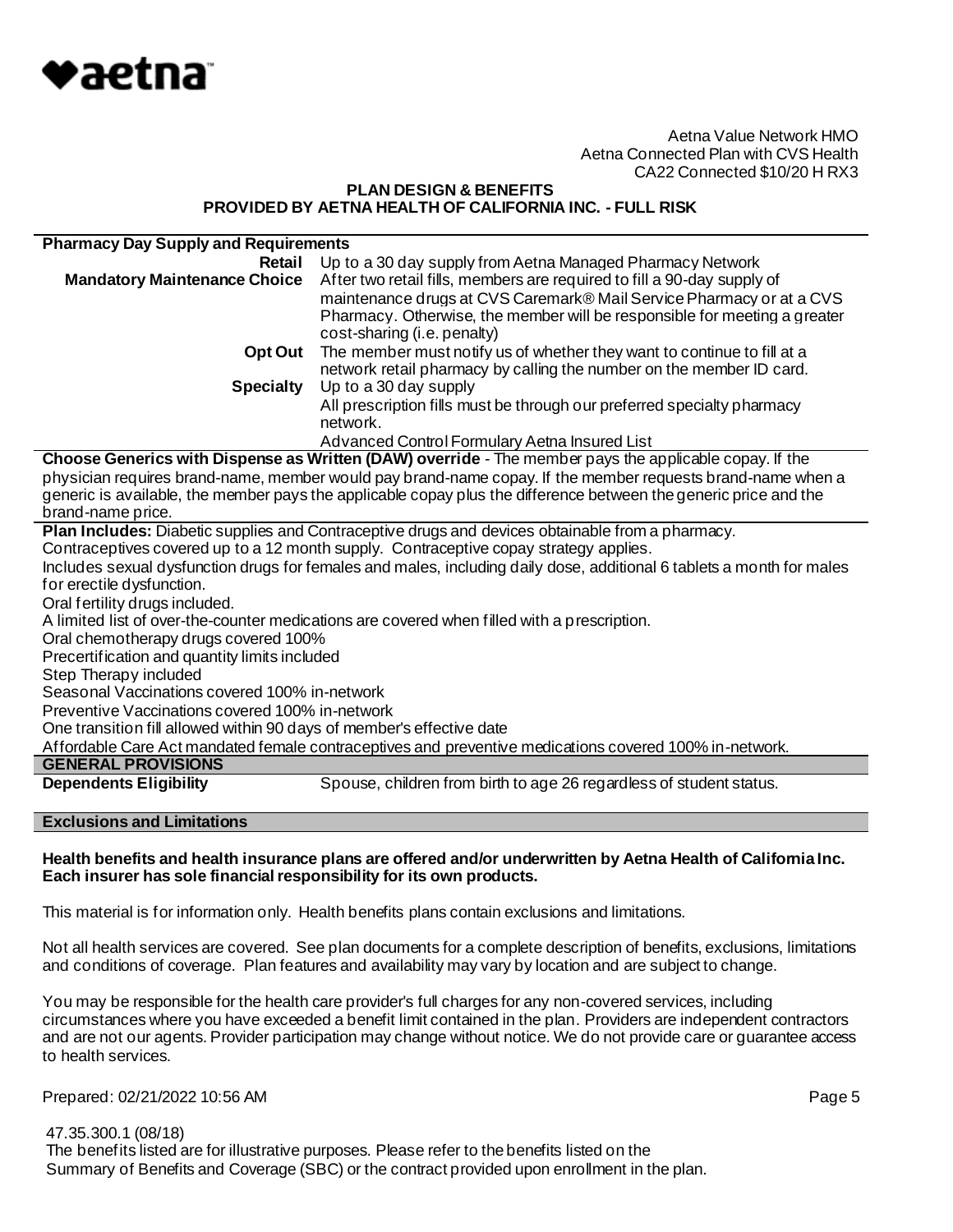Aetna Value Network HMO
Aetna Connected Plan with CVS Health
CA22 Connected $10/20 H RX3

**PLAN DESIGN & BENEFITS**
**PROVIDED BY AETNA HEALTH OF CALIFORNIA INC. - FULL RISK**

| **Pharmacy Day Supply and Requirements** | |
|---|---|
| **Retail** | Up to a 30 day supply from Aetna Managed Pharmacy Network |
| **Mandatory Maintenance Choice** | After two retail fills, members are required to fill a 90-day supply of maintenance drugs at CVS Caremark® Mail Service Pharmacy or at a CVS Pharmacy. Otherwise, the member will be responsible for meeting a greater cost-sharing (i.e. penalty) |
| **Opt Out** | The member must notify us of whether they want to continue to fill at a network retail pharmacy by calling the number on the member ID card. |
| **Specialty** | Up to a 30 day supply<br>All prescription fills must be through our preferred specialty pharmacy network.<br>Advanced Control Formulary Aetna Insured List |

**Choose Generics with Dispense as Written (DAW) override** - The member pays the applicable copay. If the physician requires brand-name, member would pay brand-name copay. If the member requests brand-name when a generic is available, the member pays the applicable copay plus the difference between the generic price and the brand-name price.

**Plan Includes:** Diabetic supplies and Contraceptive drugs and devices obtainable from a pharmacy.
Contraceptives covered up to a 12 month supply. Contraceptive copay strategy applies.
Includes sexual dysfunction drugs for females and males, including daily dose, additional 6 tablets a month for males for erectile dysfunction.
Oral fertility drugs included.
A limited list of over-the-counter medications are covered when filled with a prescription.
Oral chemotherapy drugs covered 100%
Precertification and quantity limits included
Step Therapy included
Seasonal Vaccinations covered 100% in-network
Preventive Vaccinations covered 100% in-network
One transition fill allowed within 90 days of member's effective date
Affordable Care Act mandated female contraceptives and preventive medications covered 100% in-network.

| **GENERAL PROVISIONS** | |
|---|---|
| **Dependents Eligibility** | Spouse, children from birth to age 26 regardless of student status. |

**Exclusions and Limitations**

**Health benefits and health insurance plans are offered and/or underwritten by Aetna Health of California Inc. Each insurer has sole financial responsibility for its own products.**

This material is for information only. Health benefits plans contain exclusions and limitations.

Not all health services are covered. See plan documents for a complete description of benefits, exclusions, limitations and conditions of coverage. Plan features and availability may vary by location and are subject to change.

You may be responsible for the health care provider's full charges for any non-covered services, including circumstances where you have exceeded a benefit limit contained in the plan. Providers are independent contractors and are not our agents. Provider participation may change without notice. We do not provide care or guarantee access to health services.

Prepared: 02/21/2022 10:56 AM

47.35.300.1 (08/18)
The benefits listed are for illustrative purposes. Please refer to the benefits listed on the Summary of Benefits and Coverage (SBC) or the contract provided upon enrollment in the plan.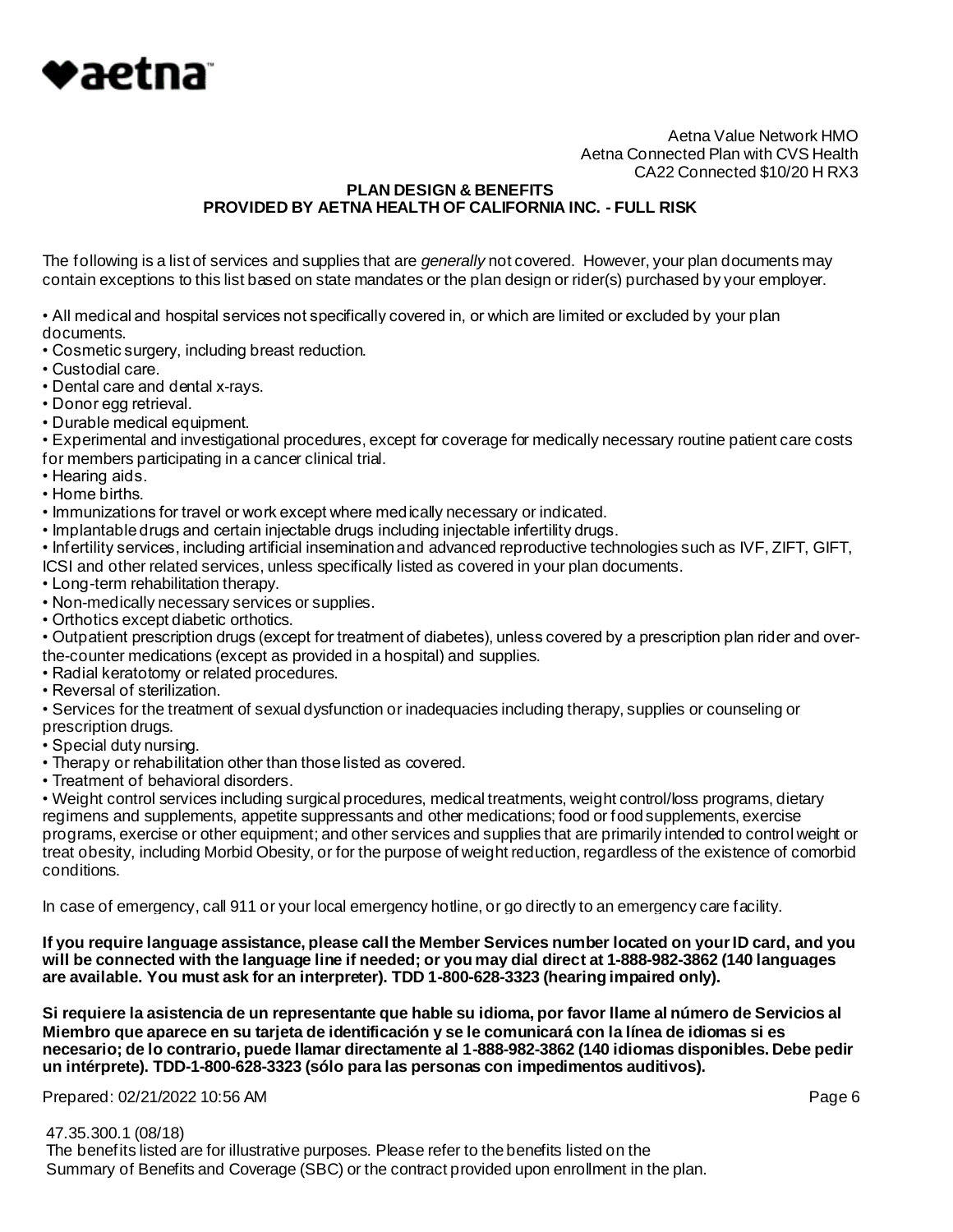Aetna Value Network HMO
Aetna Connected Plan with CVS Health
CA22 Connected $10/20 H RX3

**PLAN DESIGN & BENEFITS**
**PROVIDED BY AETNA HEALTH OF CALIFORNIA INC. - FULL RISK**

The following is a list of services and supplies that are *generally* not covered. However, your plan documents may contain exceptions to this list based on state mandates or the plan design or rider(s) purchased by your employer.

- All medical and hospital services not specifically covered in, or which are limited or excluded by your plan documents.
- Cosmetic surgery, including breast reduction.
- Custodial care.
- Dental care and dental x-rays.
- Donor egg retrieval.
- Durable medical equipment.
- Experimental and investigational procedures, except for coverage for medically necessary routine patient care costs for members participating in a cancer clinical trial.
- Hearing aids.
- Home births.
- Immunizations for travel or work except where medically necessary or indicated.
- Implantable drugs and certain injectable drugs including injectable infertility drugs.
- Infertility services, including artificial insemination and advanced reproductive technologies such as IVF, ZIFT, GIFT, ICSI and other related services, unless specifically listed as covered in your plan documents.
- Long-term rehabilitation therapy.
- Non-medically necessary services or supplies.
- Orthotics except diabetic orthotics.
- Outpatient prescription drugs (except for treatment of diabetes), unless covered by a prescription plan rider and over-the-counter medications (except as provided in a hospital) and supplies.
- Radial keratotomy or related procedures.
- Reversal of sterilization.
- Services for the treatment of sexual dysfunction or inadequacies including therapy, supplies or counseling or prescription drugs.
- Special duty nursing.
- Therapy or rehabilitation other than those listed as covered.
- Treatment of behavioral disorders.
- Weight control services including surgical procedures, medical treatments, weight control/loss programs, dietary regimens and supplements, appetite suppressants and other medications; food or food supplements, exercise programs, exercise or other equipment; and other services and supplies that are primarily intended to control weight or treat obesity, including Morbid Obesity, or for the purpose of weight reduction, regardless of the existence of comorbid conditions.

In case of emergency, call 911 or your local emergency hotline, or go directly to an emergency care facility.

**If you require language assistance, please call the Member Services number located on your ID card, and you will be connected with the language line if needed; or you may dial direct at 1-888-982-3862 (140 languages are available. You must ask for an interpreter). TDD 1-800-628-3323 (hearing impaired only).**

**Si requiere la asistencia de un representante que hable su idioma, por favor llame al número de Servicios al Miembro que aparece en su tarjeta de identificación y se le comunicará con la línea de idiomas si es necesario; de lo contrario, puede llamar directamente al 1-888-982-3862 (140 idiomas disponibles. Debe pedir un intérprete). TDD-1-800-628-3323 (sólo para las personas con impedimentos auditivos).**

Prepared: 02/21/2022 10:56 AM

47.35.300.1 (08/18)
The benefits listed are for illustrative purposes. Please refer to the benefits listed on the Summary of Benefits and Coverage (SBC) or the contract provided upon enrollment in the plan.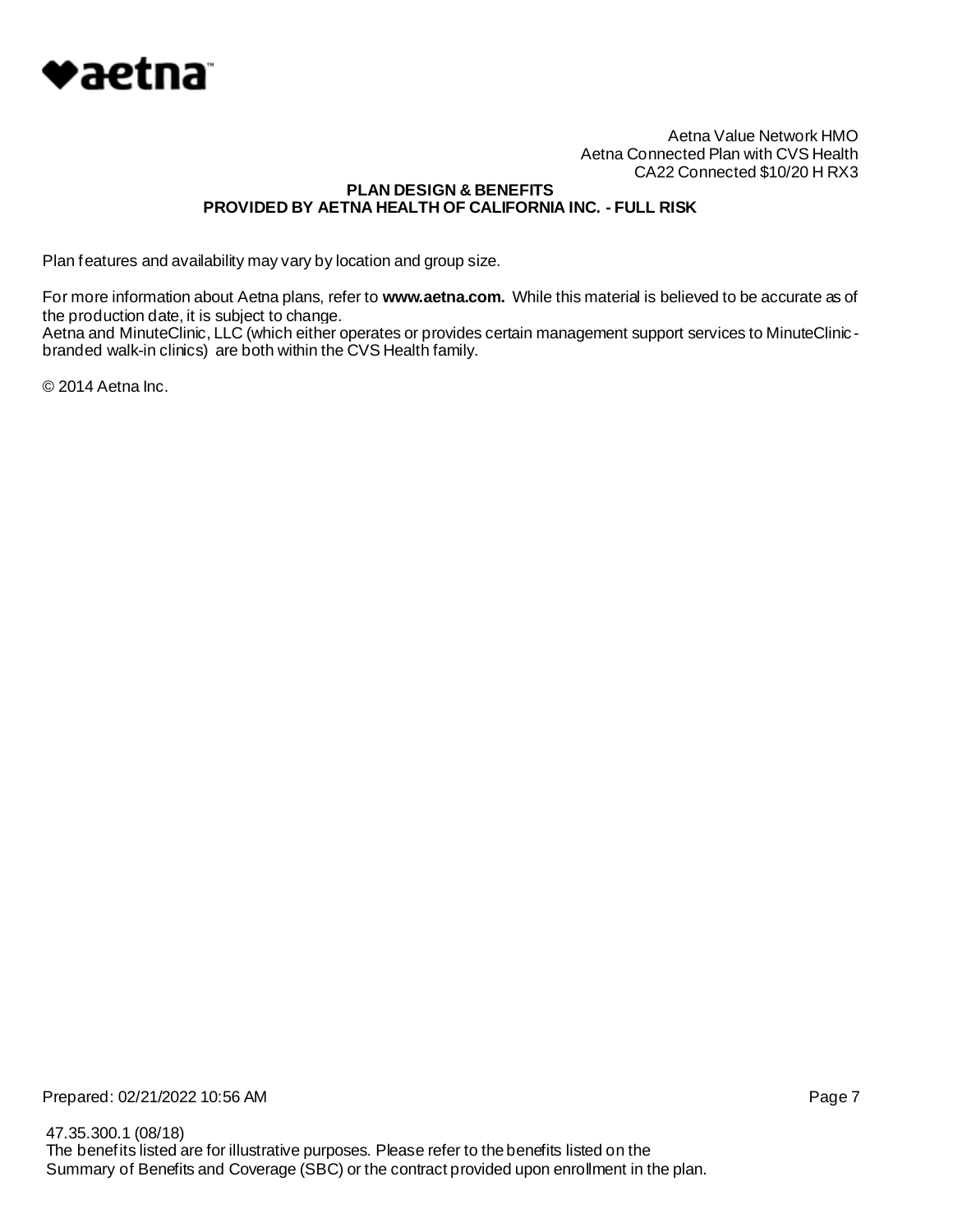Aetna Value Network HMO
Aetna Connected Plan with CVS Health
CA22 Connected $10/20 H RX3

**PLAN DESIGN & BENEFITS**
**PROVIDED BY AETNA HEALTH OF CALIFORNIA INC. - FULL RISK**

Plan features and availability may vary by location and group size.

For more information about Aetna plans, refer to **www.aetna.com.** While this material is believed to be accurate as of the production date, it is subject to change.
Aetna and MinuteClinic, LLC (which either operates or provides certain management support services to MinuteClinic-branded walk-in clinics) are both within the CVS Health family.

© 2014 Aetna Inc.

Prepared: 02/21/2022 10:56 AM

47.35.300.1 (08/18)
The benefits listed are for illustrative purposes. Please refer to the benefits listed on the Summary of Benefits and Coverage (SBC) or the contract provided upon enrollment in the plan.